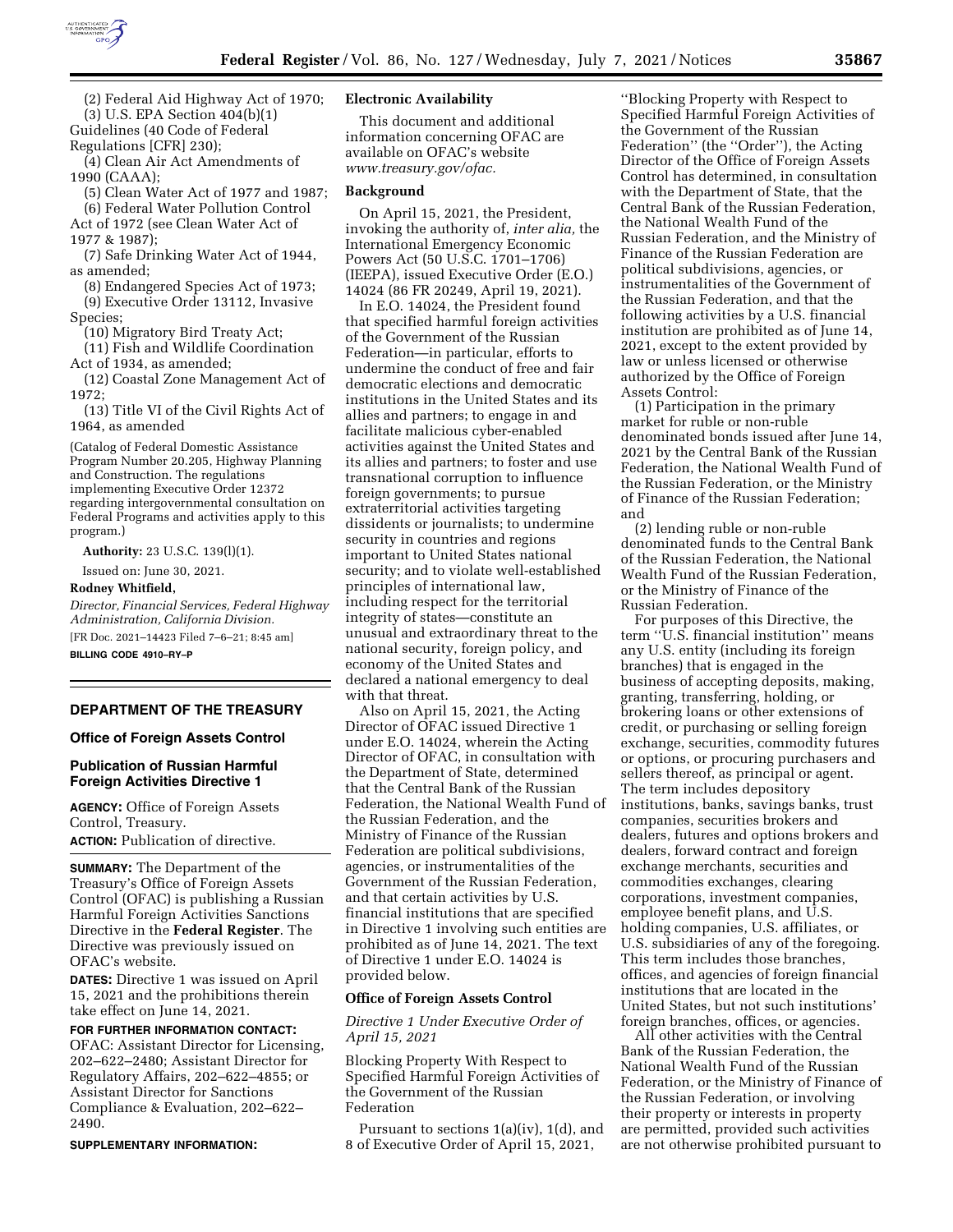(2) Federal Aid Highway Act of 1970;

(3) U.S. EPA Section 404(b)(1) Guidelines (40 Code of Federal Regulations [CFR] 230);

(4) Clean Air Act Amendments of 1990 (CAAA);

(5) Clean Water Act of 1977 and 1987;

(6) Federal Water Pollution Control Act of 1972 (see Clean Water Act of 1977 & 1987);

(7) Safe Drinking Water Act of 1944, as amended;

(8) Endangered Species Act of 1973;

(9) Executive Order 13112, Invasive Species;

(10) Migratory Bird Treaty Act;

(11) Fish and Wildlife Coordination Act of 1934, as amended;

(12) Coastal Zone Management Act of 1972;

(13) Title VI of the Civil Rights Act of 1964, as amended

(Catalog of Federal Domestic Assistance Program Number 20.205, Highway Planning and Construction. The regulations implementing Executive Order 12372 regarding intergovernmental consultation on Federal Programs and activities apply to this program.)

**Authority:** 23 U.S.C. 139(l)(1).

Issued on: June 30, 2021.

**Rodney Whitfield,**

*Director, Financial Services, Federal Highway Administration, California Division.*

[FR Doc. 2021–14423 Filed 7–6–21; 8:45 am]

**BILLING CODE 4910–RY–P**

## DEPARTMENT OF THE TREASURY

### Office of Foreign Assets Control

### Publication of Russian Harmful Foreign Activities Directive 1

**AGENCY:** Office of Foreign Assets Control, Treasury.

**ACTION:** Publication of directive.

**SUMMARY:** The Department of the Treasury's Office of Foreign Assets Control (OFAC) is publishing a Russian Harmful Foreign Activities Sanctions Directive in the **Federal Register**. The Directive was previously issued on OFAC's website.

**DATES:** Directive 1 was issued on April 15, 2021 and the prohibitions therein take effect on June 14, 2021.

**FOR FURTHER INFORMATION CONTACT:** OFAC: Assistant Director for Licensing, 202–622–2480; Assistant Director for Regulatory Affairs, 202–622–4855; or Assistant Director for Sanctions Compliance & Evaluation, 202–622–2490.

**SUPPLEMENTARY INFORMATION:**

### Electronic Availability

This document and additional information concerning OFAC are available on OFAC's website *www.treasury.gov/ofac.*

### Background

On April 15, 2021, the President, invoking the authority of, *inter alia,* the International Emergency Economic Powers Act (50 U.S.C. 1701–1706) (IEEPA), issued Executive Order (E.O.) 14024 (86 FR 20249, April 19, 2021).

In E.O. 14024, the President found that specified harmful foreign activities of the Government of the Russian Federation—in particular, efforts to undermine the conduct of free and fair democratic elections and democratic institutions in the United States and its allies and partners; to engage in and facilitate malicious cyber-enabled activities against the United States and its allies and partners; to foster and use transnational corruption to influence foreign governments; to pursue extraterritorial activities targeting dissidents or journalists; to undermine security in countries and regions important to United States national security; and to violate well-established principles of international law, including respect for the territorial integrity of states—constitute an unusual and extraordinary threat to the national security, foreign policy, and economy of the United States and declared a national emergency to deal with that threat.

Also on April 15, 2021, the Acting Director of OFAC issued Directive 1 under E.O. 14024, wherein the Acting Director of OFAC, in consultation with the Department of State, determined that the Central Bank of the Russian Federation, the National Wealth Fund of the Russian Federation, and the Ministry of Finance of the Russian Federation are political subdivisions, agencies, or instrumentalities of the Government of the Russian Federation, and that certain activities by U.S. financial institutions that are specified in Directive 1 involving such entities are prohibited as of June 14, 2021. The text of Directive 1 under E.O. 14024 is provided below.

### Office of Foreign Assets Control

*Directive 1 Under Executive Order of April 15, 2021*

Blocking Property With Respect to Specified Harmful Foreign Activities of the Government of the Russian Federation

Pursuant to sections 1(a)(iv), 1(d), and 8 of Executive Order of April 15, 2021, ''Blocking Property with Respect to Specified Harmful Foreign Activities of the Government of the Russian Federation'' (the ''Order''), the Acting Director of the Office of Foreign Assets Control has determined, in consultation with the Department of State, that the Central Bank of the Russian Federation, the National Wealth Fund of the Russian Federation, and the Ministry of Finance of the Russian Federation are political subdivisions, agencies, or instrumentalities of the Government of the Russian Federation, and that the following activities by a U.S. financial institution are prohibited as of June 14, 2021, except to the extent provided by law or unless licensed or otherwise authorized by the Office of Foreign Assets Control:

(1) Participation in the primary market for ruble or non-ruble denominated bonds issued after June 14, 2021 by the Central Bank of the Russian Federation, the National Wealth Fund of the Russian Federation, or the Ministry of Finance of the Russian Federation; and

(2) lending ruble or non-ruble denominated funds to the Central Bank of the Russian Federation, the National Wealth Fund of the Russian Federation, or the Ministry of Finance of the Russian Federation.

For purposes of this Directive, the term ''U.S. financial institution'' means any U.S. entity (including its foreign branches) that is engaged in the business of accepting deposits, making, granting, transferring, holding, or brokering loans or other extensions of credit, or purchasing or selling foreign exchange, securities, commodity futures or options, or procuring purchasers and sellers thereof, as principal or agent. The term includes depository institutions, banks, savings banks, trust companies, securities brokers and dealers, futures and options brokers and dealers, forward contract and foreign exchange merchants, securities and commodities exchanges, clearing corporations, investment companies, employee benefit plans, and U.S. holding companies, U.S. affiliates, or U.S. subsidiaries of any of the foregoing. This term includes those branches, offices, and agencies of foreign financial institutions that are located in the United States, but not such institutions' foreign branches, offices, or agencies.

All other activities with the Central Bank of the Russian Federation, the National Wealth Fund of the Russian Federation, or the Ministry of Finance of the Russian Federation, or involving their property or interests in property are permitted, provided such activities are not otherwise prohibited pursuant to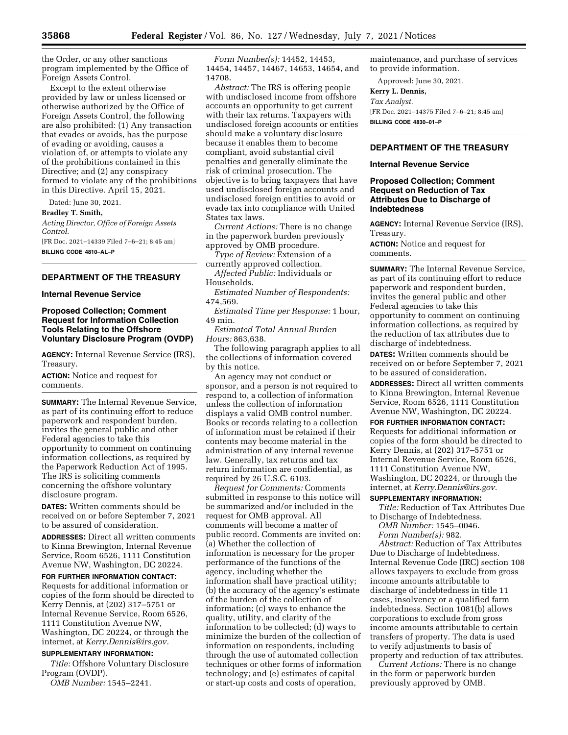the Order, or any other sanctions program implemented by the Office of Foreign Assets Control.

Except to the extent otherwise provided by law or unless licensed or otherwise authorized by the Office of Foreign Assets Control, the following are also prohibited: (1) Any transaction that evades or avoids, has the purpose of evading or avoiding, causes a violation of, or attempts to violate any of the prohibitions contained in this Directive; and (2) any conspiracy formed to violate any of the prohibitions in this Directive. April 15, 2021.

Dated: June 30, 2021.

**Bradley T. Smith,**

*Acting Director, Office of Foreign Assets Control.*

[FR Doc. 2021–14339 Filed 7–6–21; 8:45 am]

**BILLING CODE 4810–AL–P**

## DEPARTMENT OF THE TREASURY

### Internal Revenue Service

### Proposed Collection; Comment Request for Information Collection Tools Relating to the Offshore Voluntary Disclosure Program (OVDP)

**AGENCY:** Internal Revenue Service (IRS), Treasury.

**ACTION:** Notice and request for comments.

**SUMMARY:** The Internal Revenue Service, as part of its continuing effort to reduce paperwork and respondent burden, invites the general public and other Federal agencies to take this opportunity to comment on continuing information collections, as required by the Paperwork Reduction Act of 1995. The IRS is soliciting comments concerning the offshore voluntary disclosure program.

**DATES:** Written comments should be received on or before September 7, 2021 to be assured of consideration.

**ADDRESSES:** Direct all written comments to Kinna Brewington, Internal Revenue Service, Room 6526, 1111 Constitution Avenue NW, Washington, DC 20224.

**FOR FURTHER INFORMATION CONTACT:** Requests for additional information or copies of the form should be directed to Kerry Dennis, at (202) 317–5751 or Internal Revenue Service, Room 6526, 1111 Constitution Avenue NW, Washington, DC 20224, or through the internet, at *Kerry.Dennis@irs.gov.*

**SUPPLEMENTARY INFORMATION:**

*Title:* Offshore Voluntary Disclosure Program (OVDP).

*OMB Number:* 1545–2241.

*Form Number(s):* 14452, 14453, 14454, 14457, 14467, 14653, 14654, and 14708.

*Abstract:* The IRS is offering people with undisclosed income from offshore accounts an opportunity to get current with their tax returns. Taxpayers with undisclosed foreign accounts or entities should make a voluntary disclosure because it enables them to become compliant, avoid substantial civil penalties and generally eliminate the risk of criminal prosecution. The objective is to bring taxpayers that have used undisclosed foreign accounts and undisclosed foreign entities to avoid or evade tax into compliance with United States tax laws.

*Current Actions:* There is no change in the paperwork burden previously approved by OMB procedure.

*Type of Review:* Extension of a currently approved collection.

*Affected Public:* Individuals or Households.

*Estimated Number of Respondents:* 474,569.

*Estimated Time per Response:* 1 hour, 49 min.

*Estimated Total Annual Burden Hours:* 863,638.

The following paragraph applies to all the collections of information covered by this notice.

An agency may not conduct or sponsor, and a person is not required to respond to, a collection of information unless the collection of information displays a valid OMB control number. Books or records relating to a collection of information must be retained if their contents may become material in the administration of any internal revenue law. Generally, tax returns and tax return information are confidential, as required by 26 U.S.C. 6103.

*Request for Comments:* Comments submitted in response to this notice will be summarized and/or included in the request for OMB approval. All comments will become a matter of public record. Comments are invited on: (a) Whether the collection of information is necessary for the proper performance of the functions of the agency, including whether the information shall have practical utility; (b) the accuracy of the agency's estimate of the burden of the collection of information; (c) ways to enhance the quality, utility, and clarity of the information to be collected; (d) ways to minimize the burden of the collection of information on respondents, including through the use of automated collection techniques or other forms of information technology; and (e) estimates of capital or start-up costs and costs of operation, maintenance, and purchase of services to provide information.

Approved: June 30, 2021.

**Kerry L. Dennis,**

*Tax Analyst.*

[FR Doc. 2021–14375 Filed 7–6–21; 8:45 am]

**BILLING CODE 4830–01–P**

## DEPARTMENT OF THE TREASURY

### Internal Revenue Service

### Proposed Collection; Comment Request on Reduction of Tax Attributes Due to Discharge of Indebtedness

**AGENCY:** Internal Revenue Service (IRS), Treasury.

**ACTION:** Notice and request for comments.

**SUMMARY:** The Internal Revenue Service, as part of its continuing effort to reduce paperwork and respondent burden, invites the general public and other Federal agencies to take this opportunity to comment on continuing information collections, as required by the reduction of tax attributes due to discharge of indebtedness.

**DATES:** Written comments should be received on or before September 7, 2021 to be assured of consideration.

**ADDRESSES:** Direct all written comments to Kinna Brewington, Internal Revenue Service, Room 6526, 1111 Constitution Avenue NW, Washington, DC 20224.

**FOR FURTHER INFORMATION CONTACT:** Requests for additional information or copies of the form should be directed to Kerry Dennis, at (202) 317–5751 or Internal Revenue Service, Room 6526, 1111 Constitution Avenue NW, Washington, DC 20224, or through the internet, at *Kerry.Dennis@irs.gov.*

**SUPPLEMENTARY INFORMATION:**

*Title:* Reduction of Tax Attributes Due to Discharge of Indebtedness.

*OMB Number:* 1545–0046.

*Form Number(s):* 982.

*Abstract:* Reduction of Tax Attributes Due to Discharge of Indebtedness. Internal Revenue Code (IRC) section 108 allows taxpayers to exclude from gross income amounts attributable to discharge of indebtedness in title 11 cases, insolvency or a qualified farm indebtedness. Section 1081(b) allows corporations to exclude from gross income amounts attributable to certain transfers of property. The data is used to verify adjustments to basis of property and reduction of tax attributes.

*Current Actions:* There is no change in the form or paperwork burden previously approved by OMB.